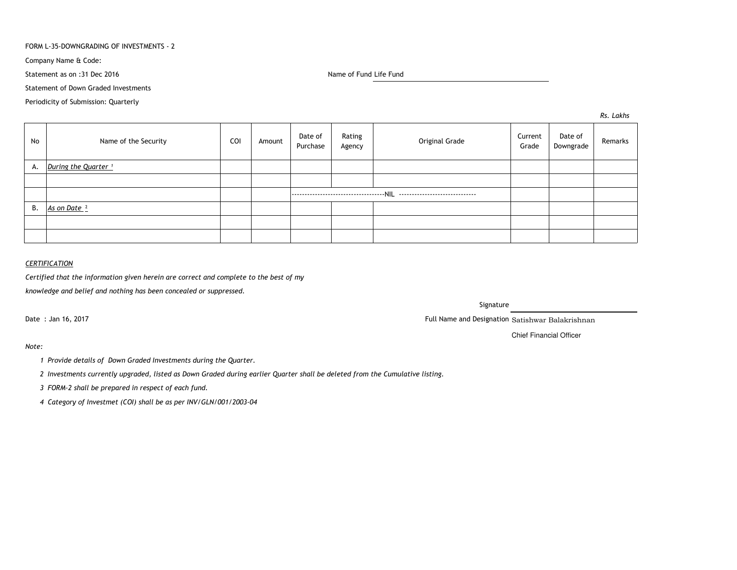FORM L-35-DOWNGRADING OF INVESTMENTS - 2

Company Name & Code:

Statement as on :31 Dec 2016

Name of Fund Life Fund

Statement of Down Graded Investments

Periodicity of Submission: Quarterly

*Rs. Lakhs*

| No | Name of the Security | COI | Amount | Date of Purchase | Rating Agency | Original Grade | Current Grade | Date of Downgrade | Remarks |
|---|---|---|---|---|---|---|---|---|---|
| A. | *During the Quarter* [1] | | | | | | | | |
| | | | | | | | | | |
| | | | | ------------------------------------NIL ----------------------------- | | | | | |
| B. | *As on Date* [2] | | | | | | | | |
| | | | | | | | | | |
| | | | | | | | | | |

*CERTIFICATION*

*Certified that the information given herein are correct and complete to the best of my knowledge and belief and nothing has been concealed or suppressed.*

Signature

Date : Jan 16, 2017

Full Name and Designation Satishwar Balakrishnan

Chief Financial Officer

*Note:*

1. *Provide details of Down Graded Investments during the Quarter.*
2. *Investments currently upgraded, listed as Down Graded during earlier Quarter shall be deleted from the Cumulative listing.*
3. *FORM-2 shall be prepared in respect of each fund.*
4. *Category of Investmet (COI) shall be as per INV/GLN/001/2003-04*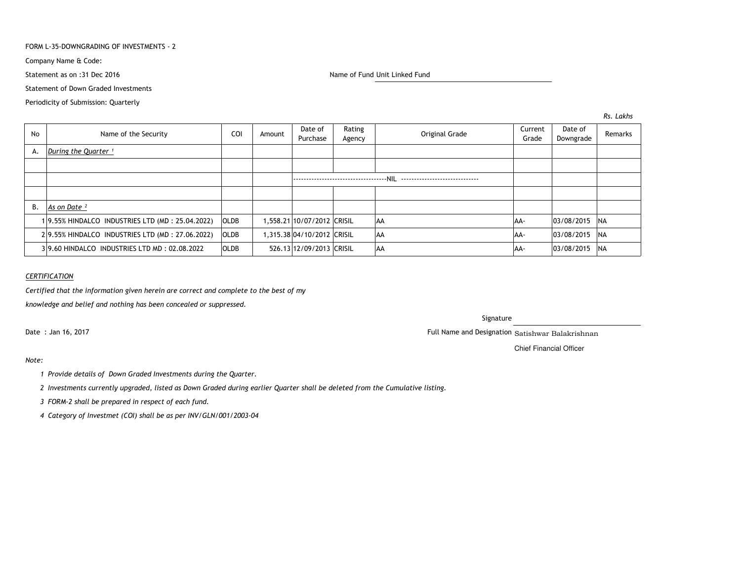FORM L-35-DOWNGRADING OF INVESTMENTS - 2

Company Name & Code:

Statement as on :31 Dec 2016

Name of Fund Unit Linked Fund

Statement of Down Graded Investments

Periodicity of Submission: Quarterly

*Rs. Lakhs*

| No | Name of the Security | COI | Amount | Date of Purchase | Rating Agency | Original Grade | Current Grade | Date of Downgrade | Remarks |
|---|---|---|---|---|---|---|---|---|---|
| A. | *During the Quarter [1]* | | | | | | | | |
| | | | | | | | | | |
| | | | | ------------------------------------NIL ------------------------------ | | | | | |
| | | | | | | | | | |
| B. | *As on Date [2]* | | | | | | | | |
| 1 | 9.55% HINDALCO INDUSTRIES LTD (MD : 25.04.2022) | OLDB | 1,558.21 | 10/07/2012 | CRISIL | AA | AA- | 03/08/2015 | NA |
| 2 | 9.55% HINDALCO INDUSTRIES LTD (MD : 27.06.2022) | OLDB | 1,315.38 | 04/10/2012 | CRISIL | AA | AA- | 03/08/2015 | NA |
| 3 | 9.60 HINDALCO INDUSTRIES LTD MD : 02.08.2022 | OLDB | 526.13 | 12/09/2013 | CRISIL | AA | AA- | 03/08/2015 | NA |

*CERTIFICATION*

*Certified that the information given herein are correct and complete to the best of my knowledge and belief and nothing has been concealed or suppressed.*

Signature

Date : Jan 16, 2017

Full Name and Designation Satishwar Balakrishnan

Chief Financial Officer

*Note:*

1. *Provide details of Down Graded Investments during the Quarter.*
2. *Investments currently upgraded, listed as Down Graded during earlier Quarter shall be deleted from the Cumulative listing.*
3. *FORM-2 shall be prepared in respect of each fund.*
4. *Category of Investmet (COI) shall be as per INV/GLN/001/2003-04*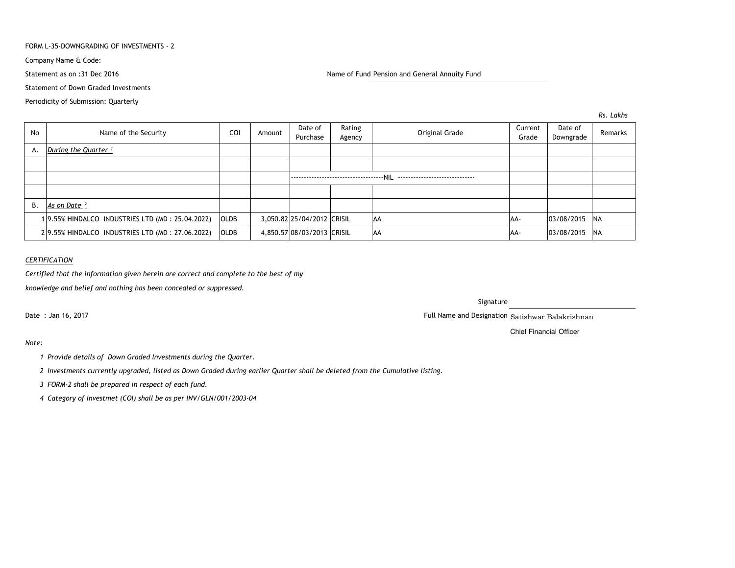FORM L-35-DOWNGRADING OF INVESTMENTS - 2

Company Name & Code:

Statement as on :31 Dec 2016

Name of Fund Pension and General Annuity Fund

Statement of Down Graded Investments

Periodicity of Submission: Quarterly

*Rs. Lakhs*

| No | Name of the Security | COI | Amount | Date of Purchase | Rating Agency | Original Grade | Current Grade | Date of Downgrade | Remarks |
|---|---|---|---|---|---|---|---|---|---|
| A. | *During the Quarter* [1] | | | | | | | | |
| | | | | | | | | | |
| | | | | ------------------------------------NIL ------------------------------ | | | | | |
| | | | | | | | | | |
| B. | *As on Date* [2] | | | | | | | | |
| 1 | 9.55% HINDALCO INDUSTRIES LTD (MD : 25.04.2022) | OLDB | 3,050.82 | 25/04/2012 | CRISIL | AA | AA- | 03/08/2015 | NA |
| 2 | 9.55% HINDALCO INDUSTRIES LTD (MD : 27.06.2022) | OLDB | 4,850.57 | 08/03/2013 | CRISIL | AA | AA- | 03/08/2015 | NA |

*CERTIFICATION*

*Certified that the information given herein are correct and complete to the best of my knowledge and belief and nothing has been concealed or suppressed.*

Signature

Date : Jan 16, 2017

Full Name and Designation Satishwar Balakrishnan

Chief Financial Officer

*Note:*

1. *Provide details of Down Graded Investments during the Quarter.*
2. *Investments currently upgraded, listed as Down Graded during earlier Quarter shall be deleted from the Cumulative listing.*
3. *FORM-2 shall be prepared in respect of each fund.*
4. *Category of Investmet (COI) shall be as per INV/GLN/001/2003-04*